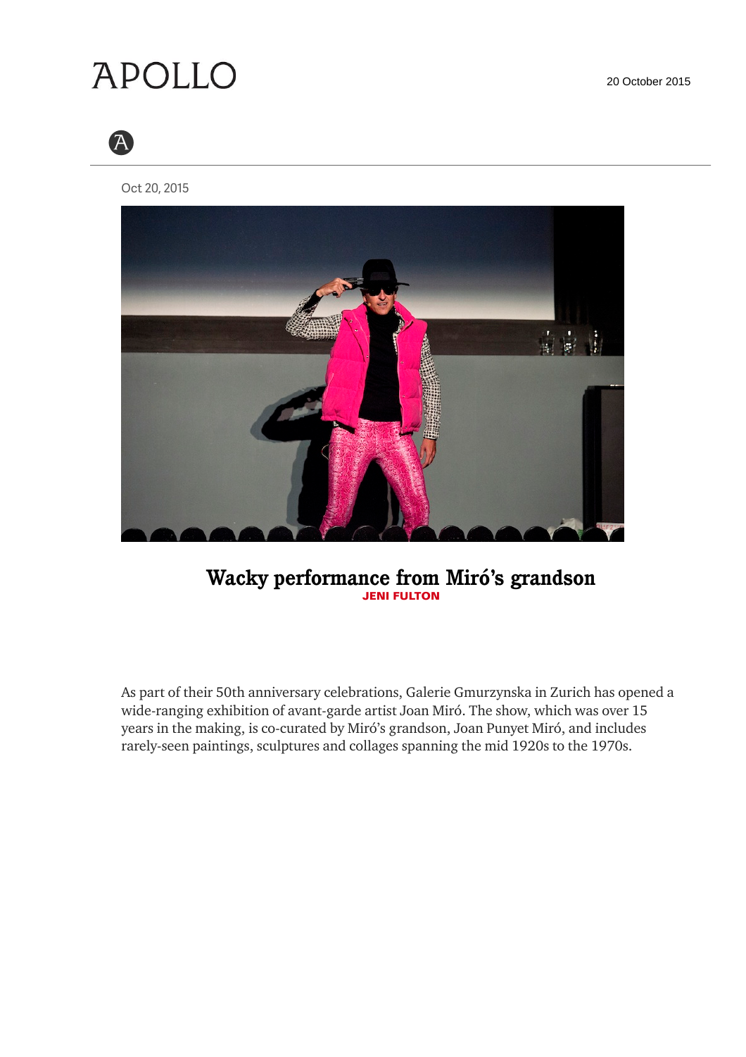APOLLO

20 October 2015

Oct 20, 2015

# Wacky performance from Miró's grandson

**JENI FULTON**

As part of their 50th anniversary celebrations, Galerie Gmurzynska in Zurich has opened a wide-ranging exhibition of avant-garde artist Joan Miró. The show, which was over 15 years in the making, is co-curated by Miró's grandson, Joan Punyet Miró, and includes rarely-seen paintings, sculptures and collages spanning the mid 1920s to the 1970s.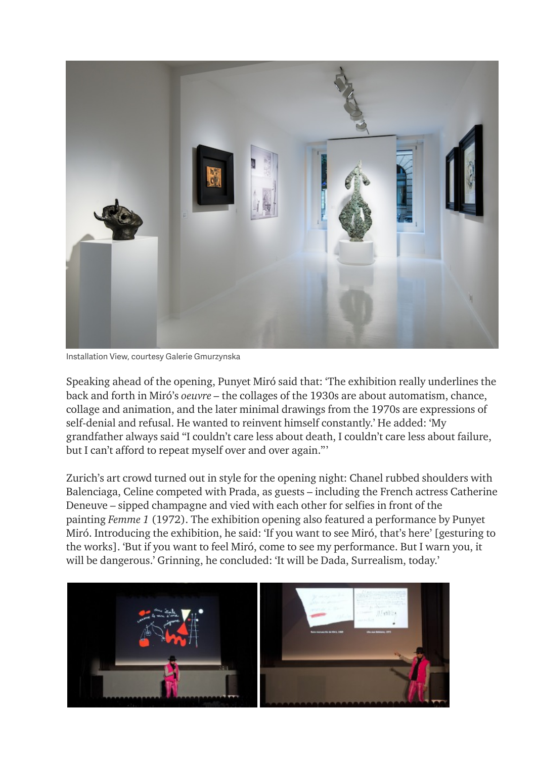Installation View, courtesy Galerie Gmurzynska

Speaking ahead of the opening, Punyet Miró said that: 'The exhibition really underlines the back and forth in Miró's *oeuvre* – the collages of the 1930s are about automatism, chance, collage and animation, and the later minimal drawings from the 1970s are expressions of self-denial and refusal. He wanted to reinvent himself constantly.' He added: 'My grandfather always said "I couldn't care less about death, I couldn't care less about failure, but I can't afford to repeat myself over and over again."'

Zurich's art crowd turned out in style for the opening night: Chanel rubbed shoulders with Balenciaga, Celine competed with Prada, as guests – including the French actress Catherine Deneuve – sipped champagne and vied with each other for selfies in front of the painting *Femme 1* (1972). The exhibition opening also featured a performance by Punyet Miró. Introducing the exhibition, he said: 'If you want to see Miró, that's here' [gesturing to the works]. 'But if you want to feel Miró, come to see my performance. But I warn you, it will be dangerous.' Grinning, he concluded: 'It will be Dada, Surrealism, today.'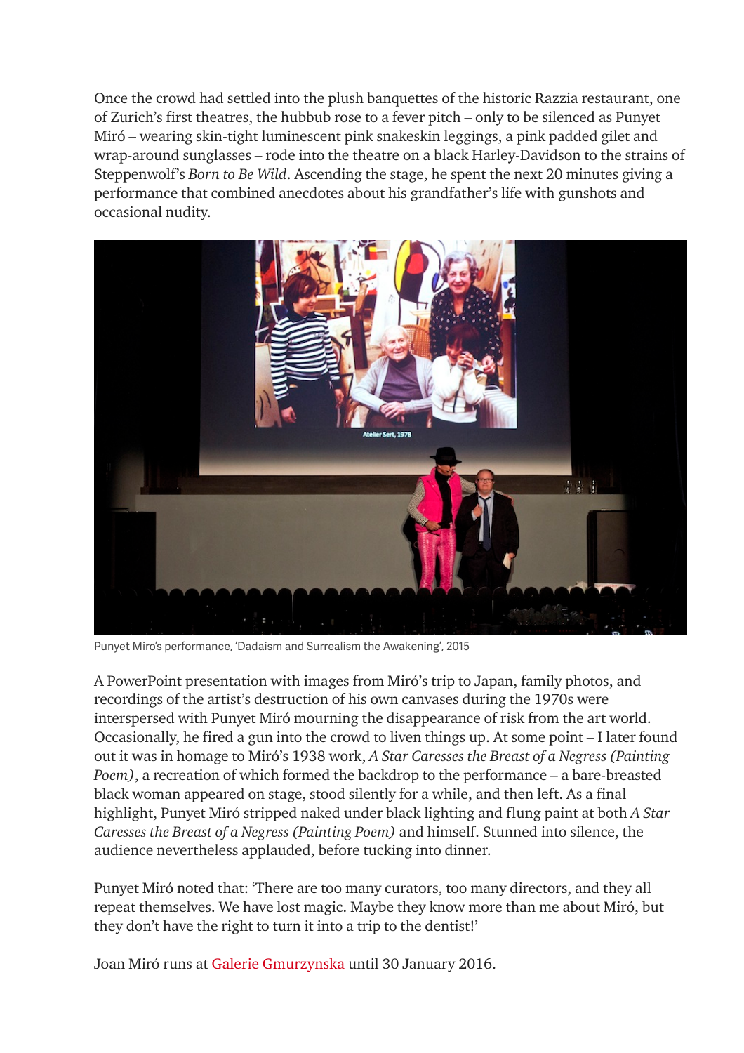Once the crowd had settled into the plush banquettes of the historic Razzia restaurant, one of Zurich's first theatres, the hubbub rose to a fever pitch – only to be silenced as Punyet Miró – wearing skin-tight luminescent pink snakeskin leggings, a pink padded gilet and wrap-around sunglasses – rode into the theatre on a black Harley-Davidson to the strains of Steppenwolf's *Born to Be Wild*. Ascending the stage, he spent the next 20 minutes giving a performance that combined anecdotes about his grandfather's life with gunshots and occasional nudity.

Punyet Miro's performance, 'Dadaism and Surrealism the Awakening', 2015

A PowerPoint presentation with images from Miró's trip to Japan, family photos, and recordings of the artist's destruction of his own canvases during the 1970s were interspersed with Punyet Miró mourning the disappearance of risk from the art world. Occasionally, he fired a gun into the crowd to liven things up. At some point – I later found out it was in homage to Miró's 1938 work, *A Star Caresses the Breast of a Negress (Painting Poem)*, a recreation of which formed the backdrop to the performance – a bare-breasted black woman appeared on stage, stood silently for a while, and then left. As a final highlight, Punyet Miró stripped naked under black lighting and flung paint at both *A Star Caresses the Breast of a Negress (Painting Poem)* and himself. Stunned into silence, the audience nevertheless applauded, before tucking into dinner.

Punyet Miró noted that: 'There are too many curators, too many directors, and they all repeat themselves. We have lost magic. Maybe they know more than me about Miró, but they don't have the right to turn it into a trip to the dentist!'

Joan Miró runs at Galerie Gmurzynska until 30 January 2016.